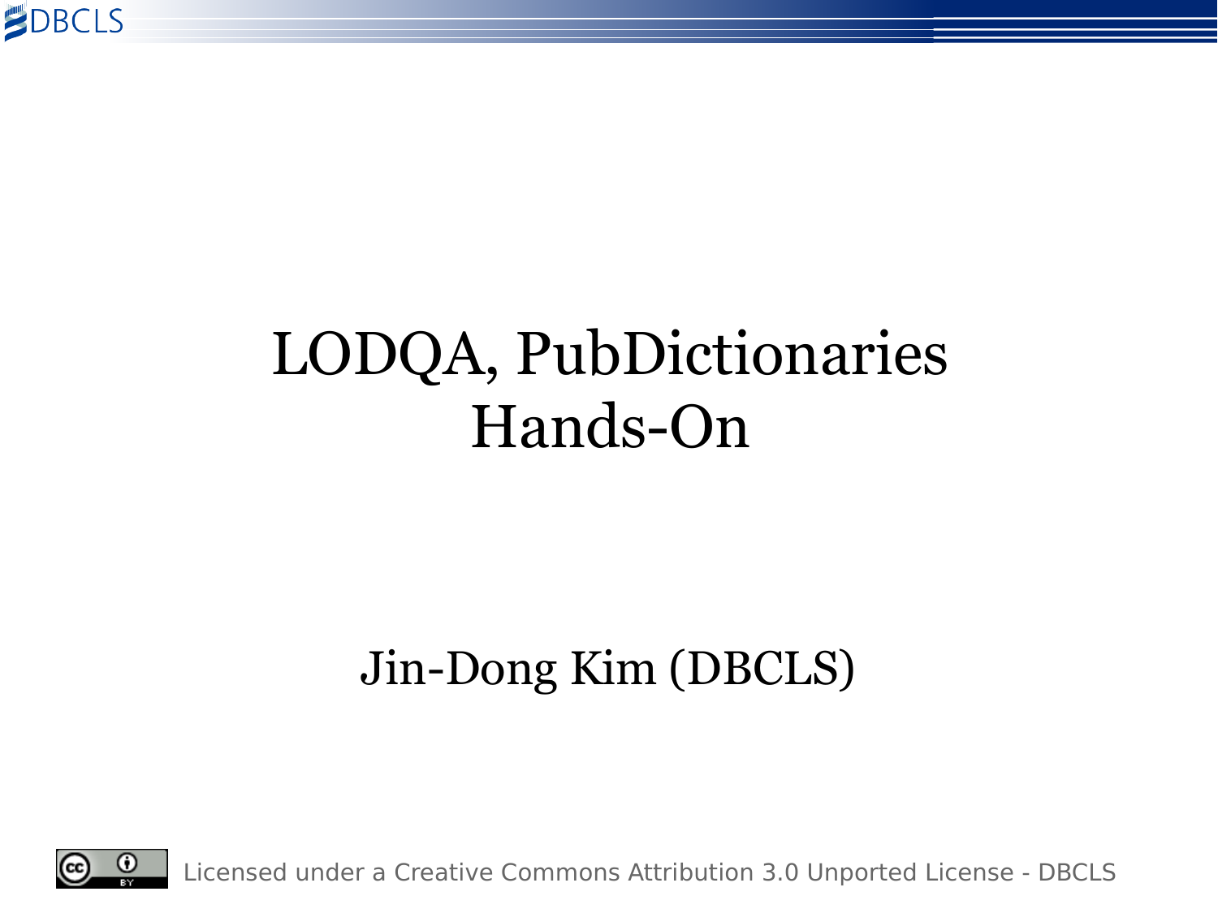# LODQA, PubDictionaries Hands-On

Jin-Dong Kim (DBCLS)

Licensed under a Creative Commons Attribution 3.0 Unported License - DBCLS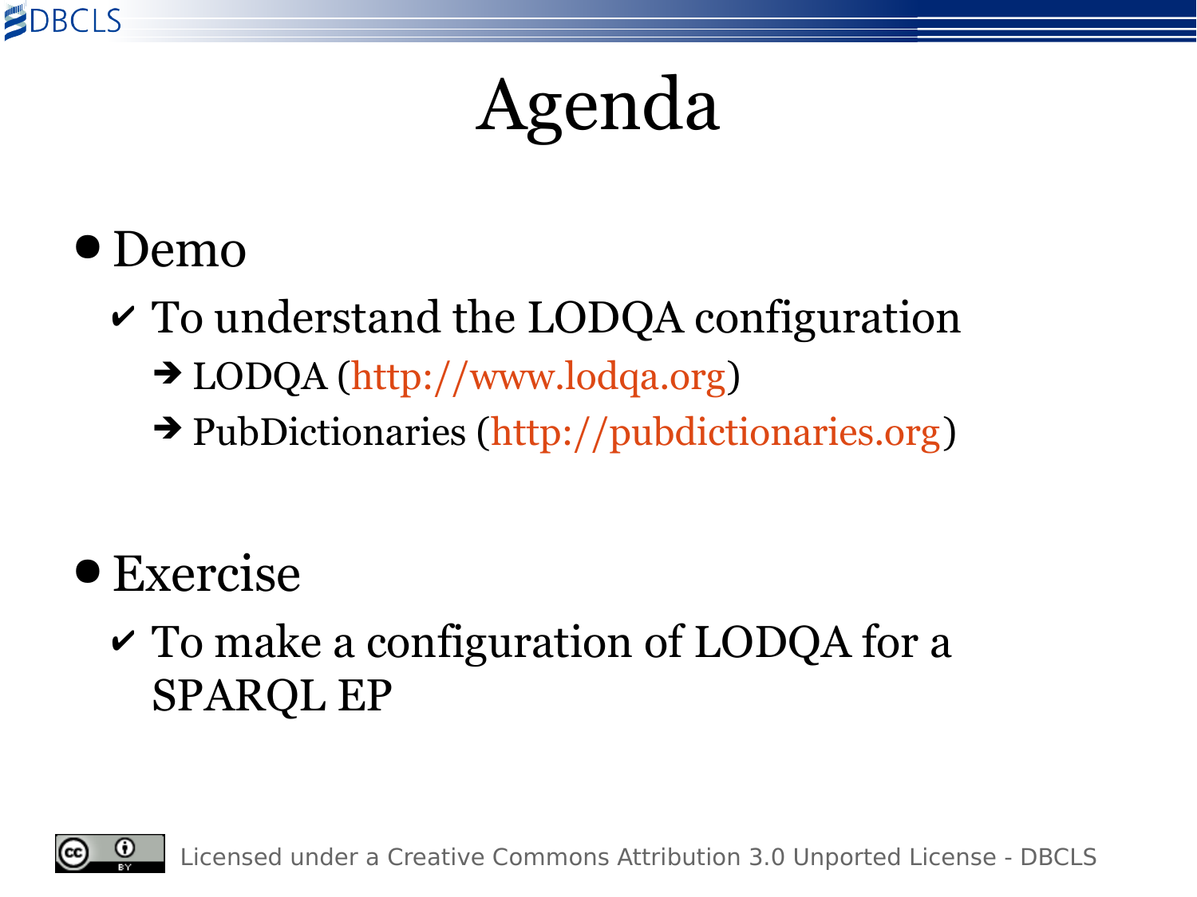# Agenda

- Demo
  - ✔ To understand the LODQA configuration
    - ➔ LODQA (http://www.lodqa.org)
    - ➔ PubDictionaries (http://pubdictionaries.org)

- Exercise
  - ✔ To make a configuration of LODQA for a SPARQL EP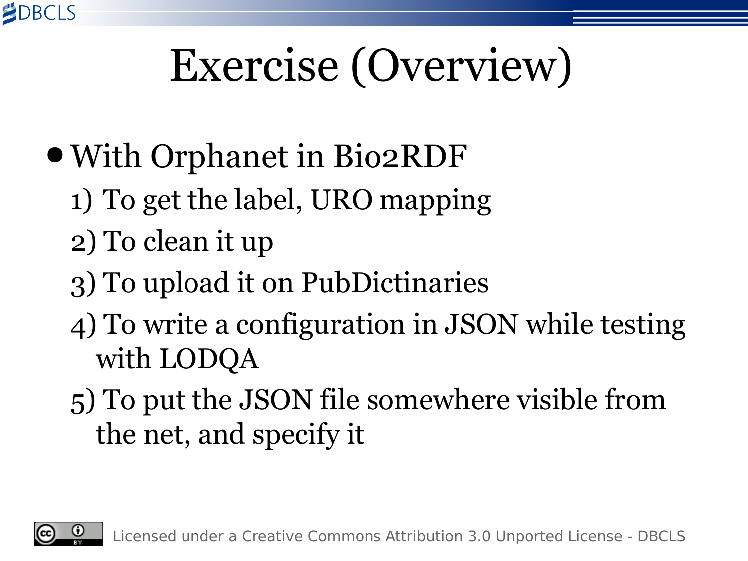# Exercise (Overview)

- With Orphanet in Bio2RDF
  1) To get the label, URO mapping
  2) To clean it up
  3) To upload it on PubDictinaries
  4) To write a configuration in JSON while testing with LODQA
  5) To put the JSON file somewhere visible from the net, and specify it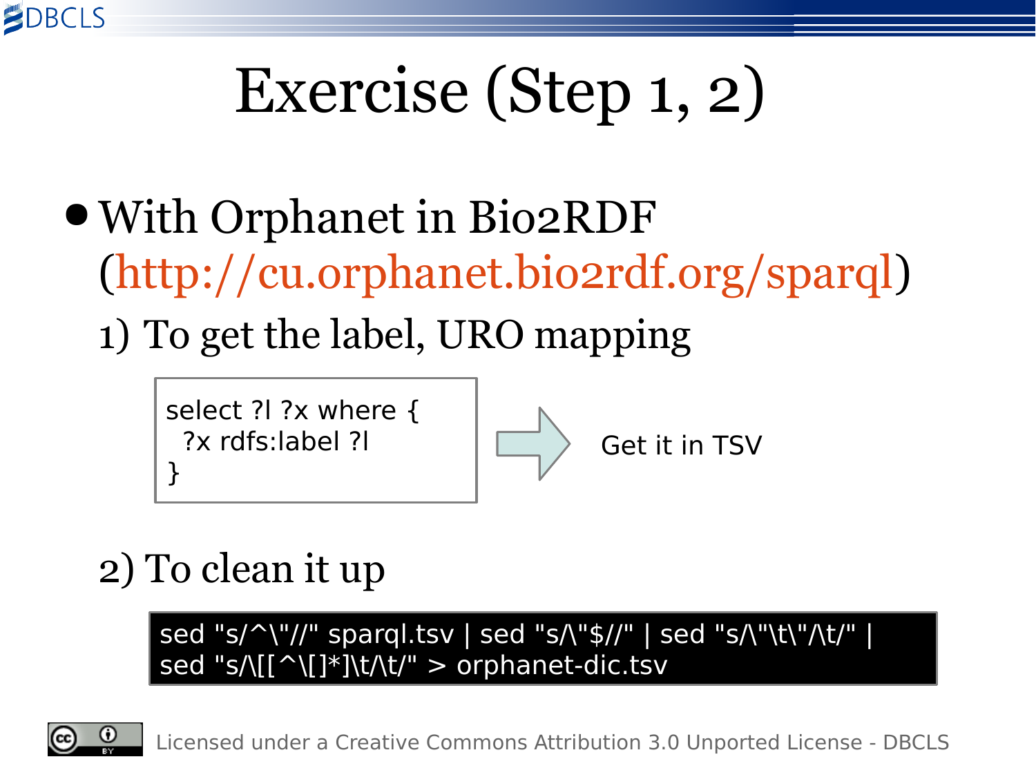# Exercise (Step 1, 2)

- With Orphanet in Bio2RDF (http://cu.orphanet.bio2rdf.org/sparql)
  1) To get the label, URO mapping

```
select ?l ?x where {
  ?x rdfs:label ?l
}
```

Get it in TSV

  2) To clean it up

```
sed "s/^\"//" sparql.tsv | sed "s/\"$//" | sed "s/\"\t\"/\t/" |
sed "s/\[[^\[]*]\t/\t/" > orphanet-dic.tsv
```

Licensed under a Creative Commons Attribution 3.0 Unported License - DBCLS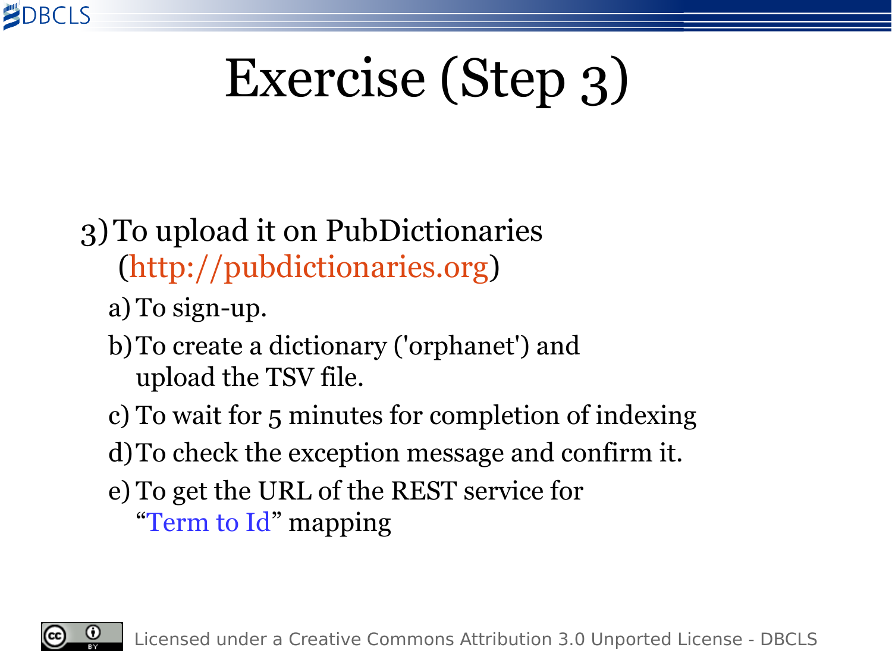# Exercise (Step 3)

3) To upload it on PubDictionaries (http://pubdictionaries.org)
   a) To sign-up.
   b) To create a dictionary ('orphanet') and upload the TSV file.
   c) To wait for 5 minutes for completion of indexing
   d) To check the exception message and confirm it.
   e) To get the URL of the REST service for "Term to Id" mapping

Licensed under a Creative Commons Attribution 3.0 Unported License - DBCLS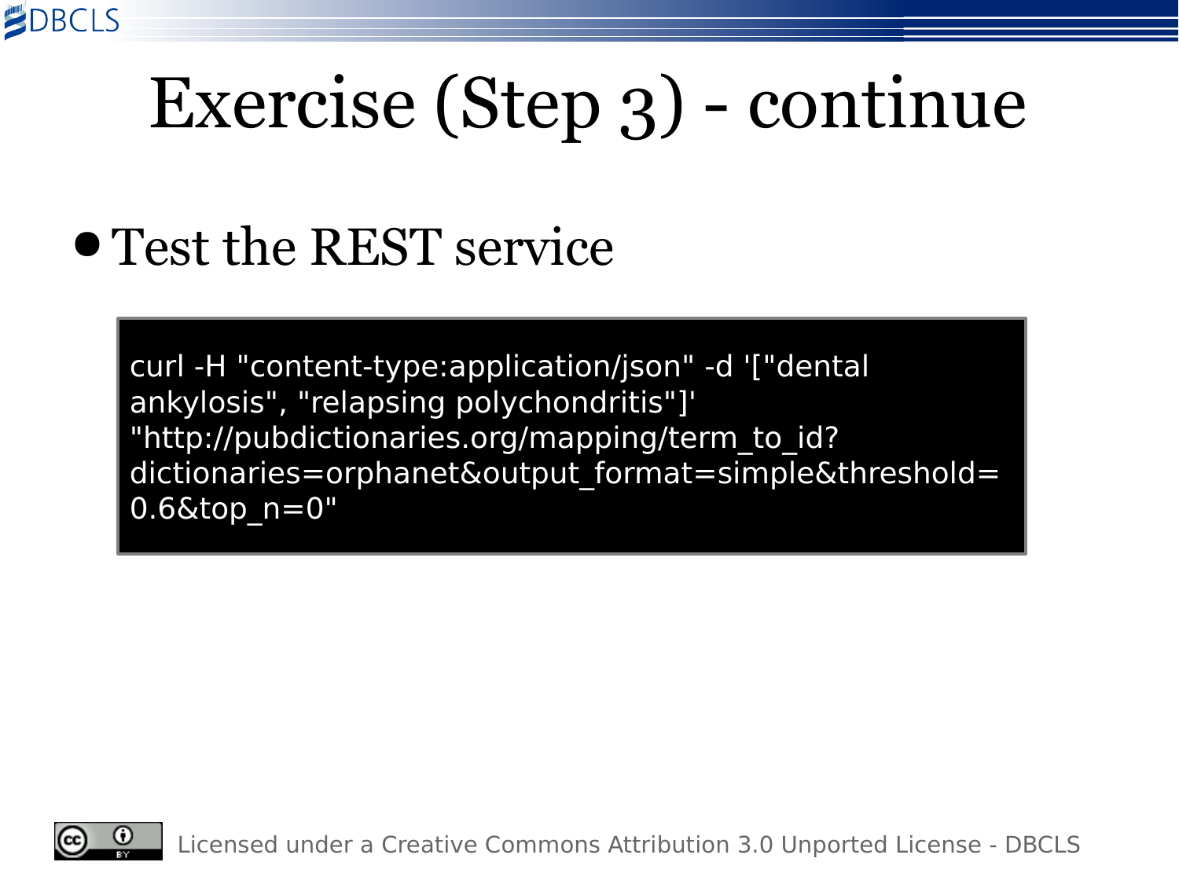# Exercise (Step 3) - continue

- Test the REST service

```
curl -H "content-type:application/json" -d '["dental
ankylosis", "relapsing polychondritis"]'
"http://pubdictionaries.org/mapping/term_to_id?
dictionaries=orphanet&output_format=simple&threshold=
0.6&top_n=0"
```

Licensed under a Creative Commons Attribution 3.0 Unported License - DBCLS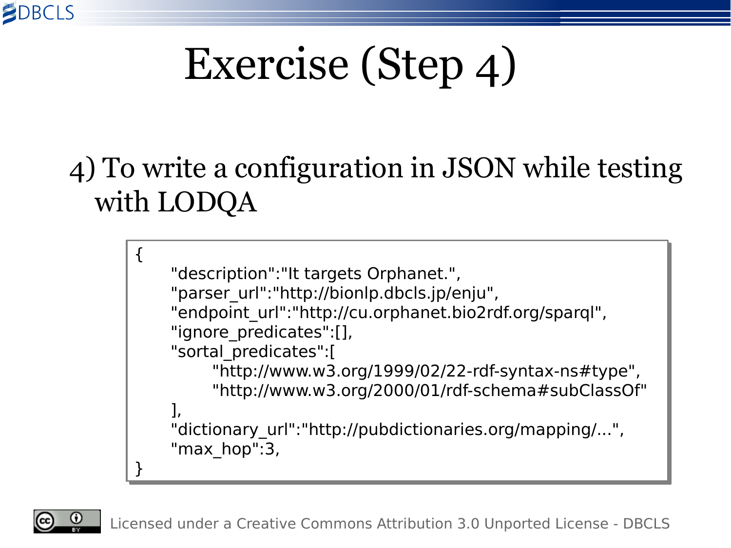# Exercise (Step 4)

4) To write a configuration in JSON while testing with LODQA

```
{
	"description":"It targets Orphanet.",
	"parser_url":"http://bionlp.dbcls.jp/enju",
	"endpoint_url":"http://cu.orphanet.bio2rdf.org/sparql",
	"ignore_predicates":[],
	"sortal_predicates":[
		"http://www.w3.org/1999/02/22-rdf-syntax-ns#type",
		"http://www.w3.org/2000/01/rdf-schema#subClassOf"
	],
	"dictionary_url":"http://pubdictionaries.org/mapping/...",
	"max_hop":3,
}
```

Licensed under a Creative Commons Attribution 3.0 Unported License - DBCLS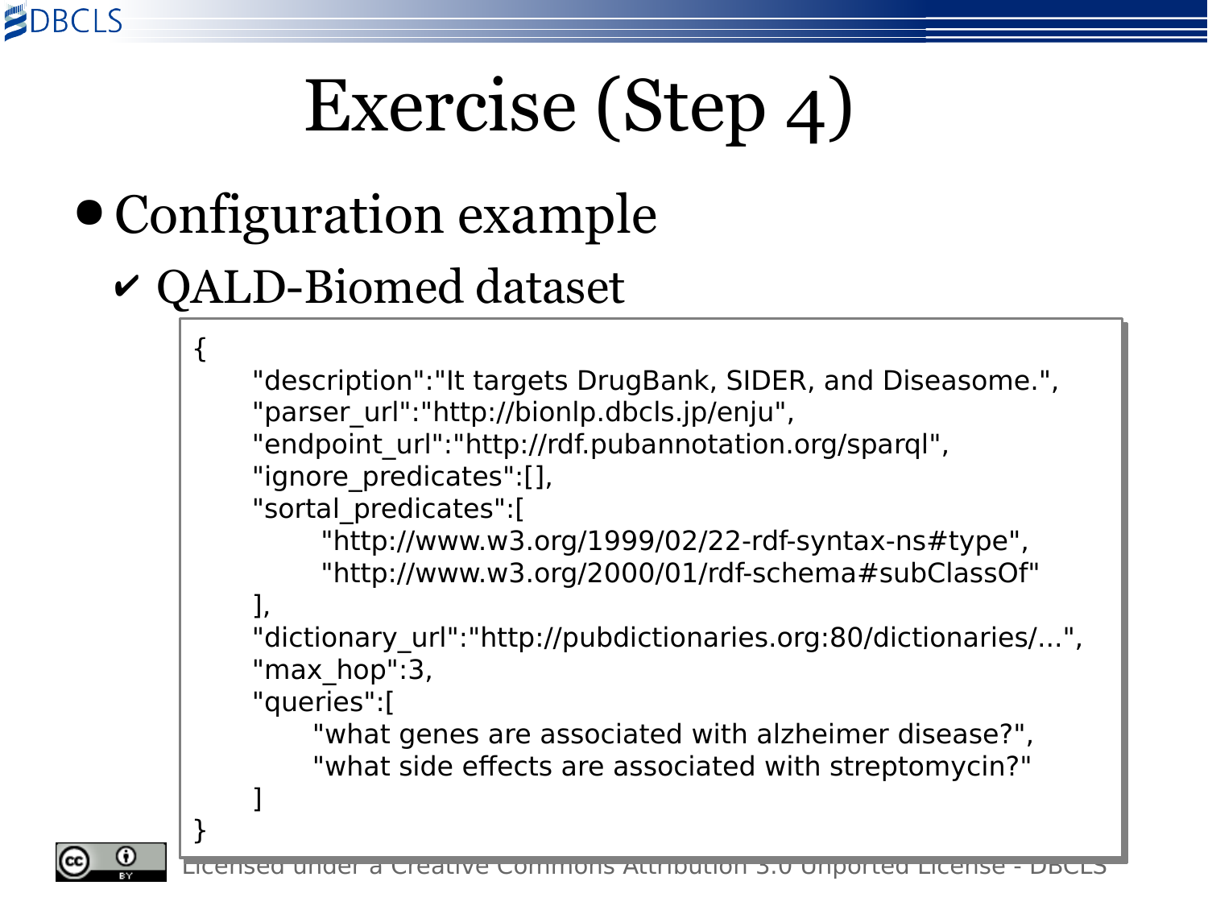# Exercise (Step 4)

- Configuration example
  - ✔ QALD-Biomed dataset

```
{
    "description":"It targets DrugBank, SIDER, and Diseasome.",
    "parser_url":"http://bionlp.dbcls.jp/enju",
    "endpoint_url":"http://rdf.pubannotation.org/sparql",
    "ignore_predicates":[],
    "sortal_predicates":[
        "http://www.w3.org/1999/02/22-rdf-syntax-ns#type",
        "http://www.w3.org/2000/01/rdf-schema#subClassOf"
    ],
    "dictionary_url":"http://pubdictionaries.org:80/dictionaries/...",
    "max_hop":3,
    "queries":[
        "what genes are associated with alzheimer disease?",
        "what side effects are associated with streptomycin?"
    ]
}
```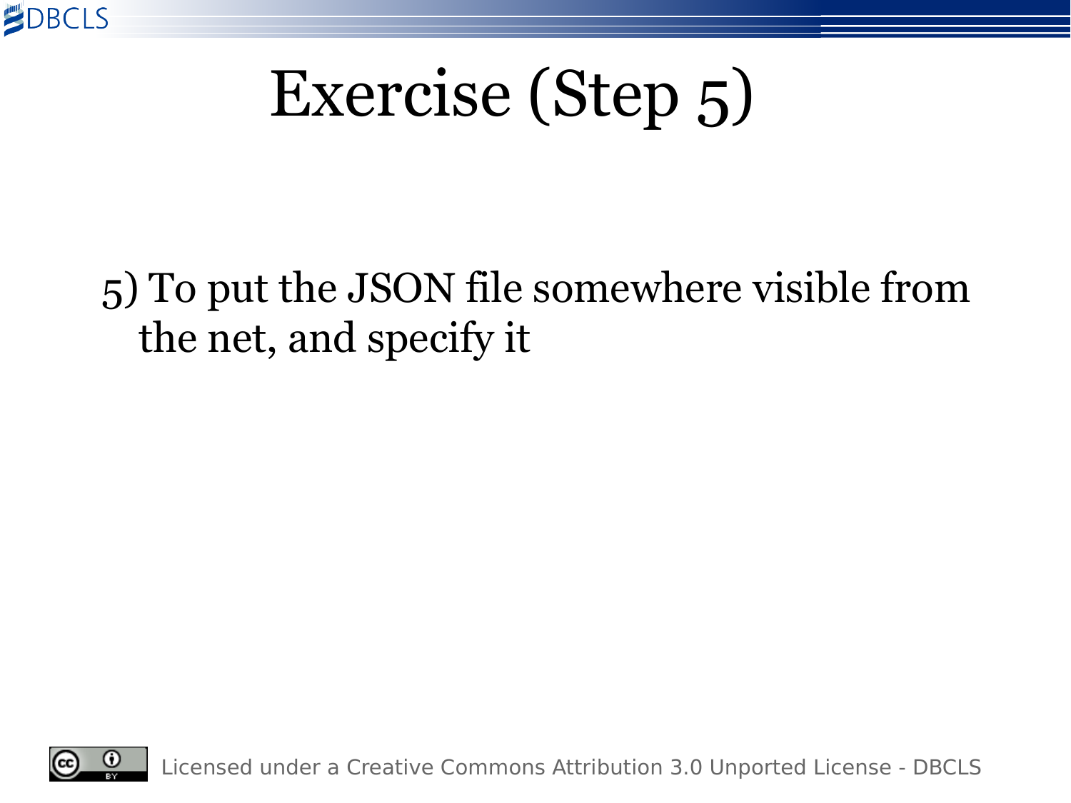# Exercise (Step 5)

5) To put the JSON file somewhere visible from the net, and specify it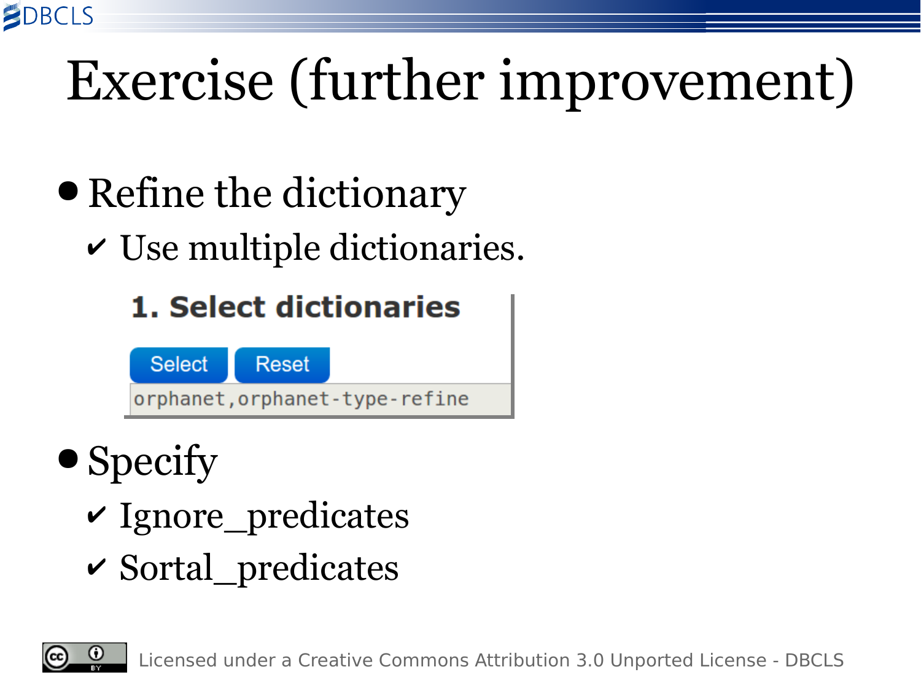# Exercise (further improvement)

- Refine the dictionary
  - ✔ Use multiple dictionaries.

**1. Select dictionaries**

Select Reset

```
orphanet,orphanet-type-refine
```

- Specify
  - ✔ Ignore_predicates
  - ✔ Sortal_predicates

Licensed under a Creative Commons Attribution 3.0 Unported License - DBCLS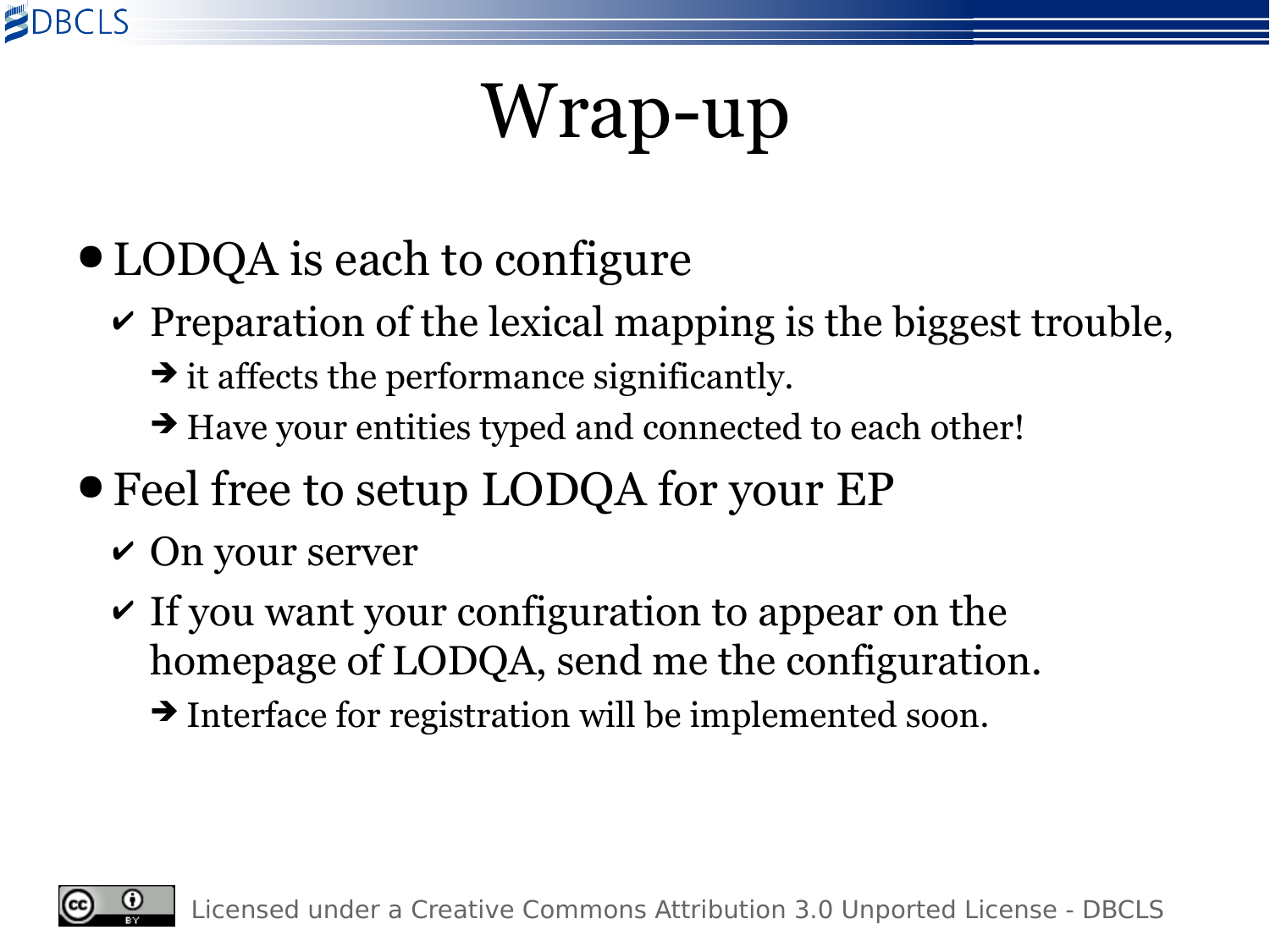# Wrap-up

- LODQA is each to configure
  - ✔ Preparation of the lexical mapping is the biggest trouble,
    - ➔ it affects the performance significantly.
    - ➔ Have your entities typed and connected to each other!
- Feel free to setup LODQA for your EP
  - ✔ On your server
  - ✔ If you want your configuration to appear on the homepage of LODQA, send me the configuration.
    - ➔ Interface for registration will be implemented soon.